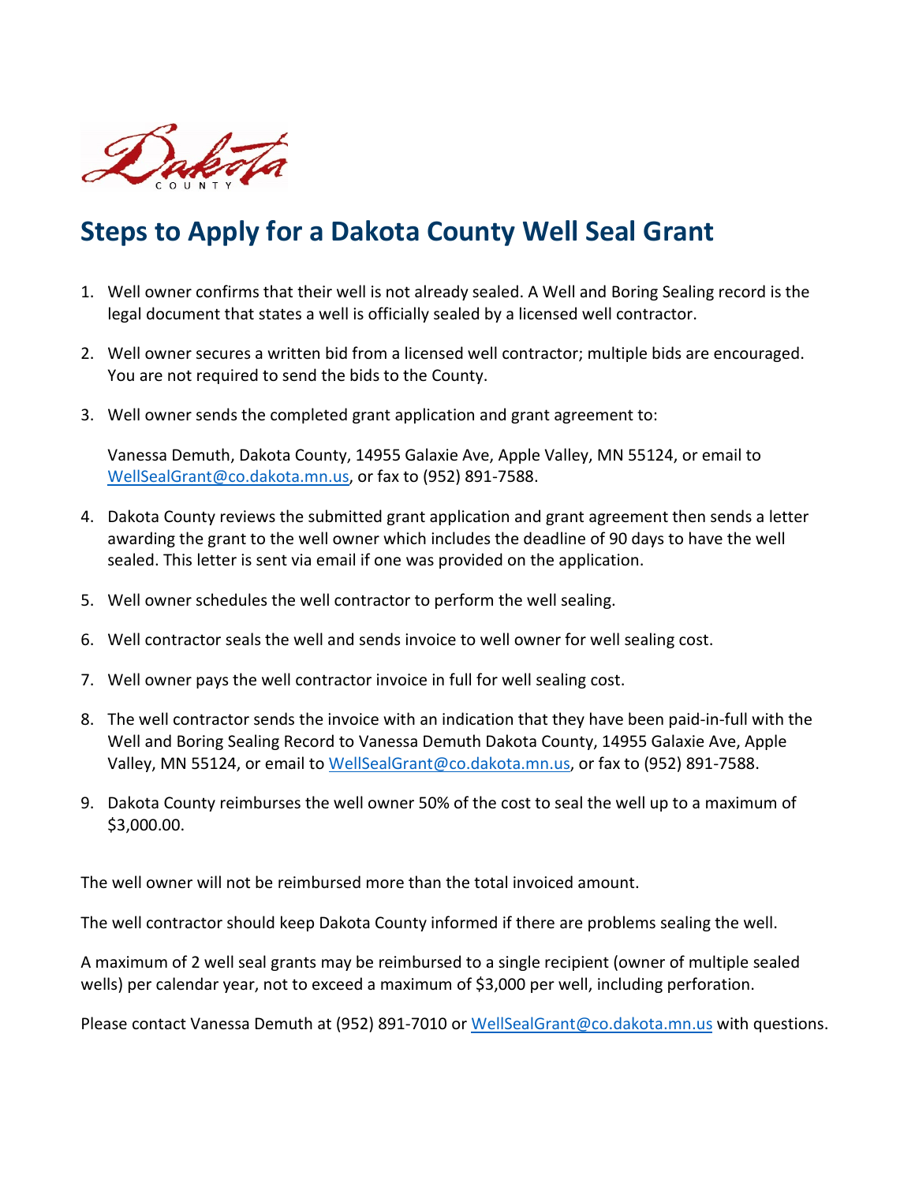# Steps to Apply for a Dakota County Well Seal Grant

1. Well owner confirms that their well is not already sealed. A Well and Boring Sealing record is the legal document that states a well is officially sealed by a licensed well contractor.

2. Well owner secures a written bid from a licensed well contractor; multiple bids are encouraged. You are not required to send the bids to the County.

3. Well owner sends the completed grant application and grant agreement to:

   Vanessa Demuth, Dakota County, 14955 Galaxie Ave, Apple Valley, MN 55124, or email to WellSealGrant@co.dakota.mn.us, or fax to (952) 891-7588.

4. Dakota County reviews the submitted grant application and grant agreement then sends a letter awarding the grant to the well owner which includes the deadline of 90 days to have the well sealed. This letter is sent via email if one was provided on the application.

5. Well owner schedules the well contractor to perform the well sealing.

6. Well contractor seals the well and sends invoice to well owner for well sealing cost.

7. Well owner pays the well contractor invoice in full for well sealing cost.

8. The well contractor sends the invoice with an indication that they have been paid-in-full with the Well and Boring Sealing Record to Vanessa Demuth Dakota County, 14955 Galaxie Ave, Apple Valley, MN 55124, or email to WellSealGrant@co.dakota.mn.us, or fax to (952) 891-7588.

9. Dakota County reimburses the well owner 50% of the cost to seal the well up to a maximum of $3,000.00.

The well owner will not be reimbursed more than the total invoiced amount.

The well contractor should keep Dakota County informed if there are problems sealing the well.

A maximum of 2 well seal grants may be reimbursed to a single recipient (owner of multiple sealed wells) per calendar year, not to exceed a maximum of $3,000 per well, including perforation.

Please contact Vanessa Demuth at (952) 891-7010 or WellSealGrant@co.dakota.mn.us with questions.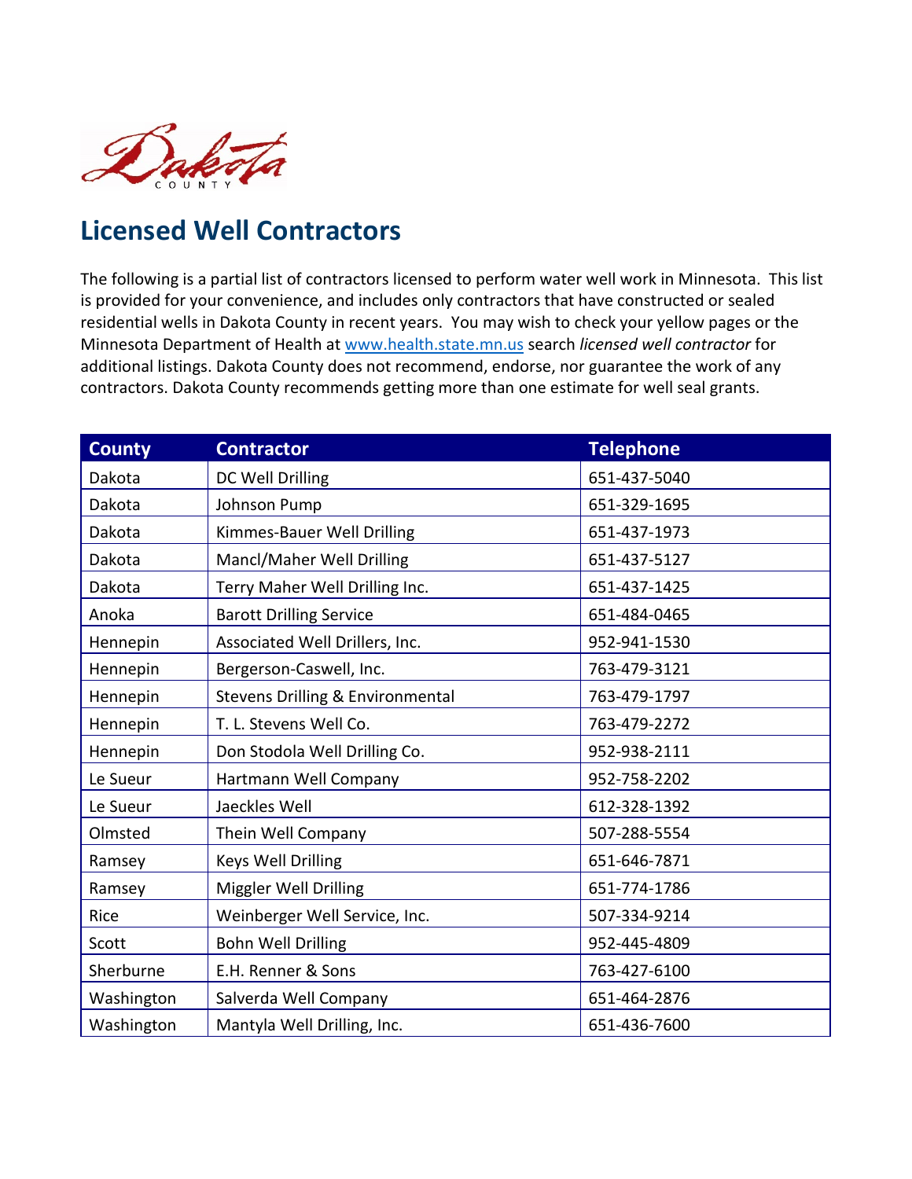# Licensed Well Contractors

The following is a partial list of contractors licensed to perform water well work in Minnesota. This list is provided for your convenience, and includes only contractors that have constructed or sealed residential wells in Dakota County in recent years. You may wish to check your yellow pages or the Minnesota Department of Health at www.health.state.mn.us search *licensed well contractor* for additional listings. Dakota County does not recommend, endorse, nor guarantee the work of any contractors. Dakota County recommends getting more than one estimate for well seal grants.

| County | Contractor | Telephone |
|---|---|---|
| Dakota | DC Well Drilling | 651-437-5040 |
| Dakota | Johnson Pump | 651-329-1695 |
| Dakota | Kimmes-Bauer Well Drilling | 651-437-1973 |
| Dakota | Mancl/Maher Well Drilling | 651-437-5127 |
| Dakota | Terry Maher Well Drilling Inc. | 651-437-1425 |
| Anoka | Barott Drilling Service | 651-484-0465 |
| Hennepin | Associated Well Drillers, Inc. | 952-941-1530 |
| Hennepin | Bergerson-Caswell, Inc. | 763-479-3121 |
| Hennepin | Stevens Drilling & Environmental | 763-479-1797 |
| Hennepin | T. L. Stevens Well Co. | 763-479-2272 |
| Hennepin | Don Stodola Well Drilling Co. | 952-938-2111 |
| Le Sueur | Hartmann Well Company | 952-758-2202 |
| Le Sueur | Jaeckles Well | 612-328-1392 |
| Olmsted | Thein Well Company | 507-288-5554 |
| Ramsey | Keys Well Drilling | 651-646-7871 |
| Ramsey | Miggler Well Drilling | 651-774-1786 |
| Rice | Weinberger Well Service, Inc. | 507-334-9214 |
| Scott | Bohn Well Drilling | 952-445-4809 |
| Sherburne | E.H. Renner & Sons | 763-427-6100 |
| Washington | Salverda Well Company | 651-464-2876 |
| Washington | Mantyla Well Drilling, Inc. | 651-436-7600 |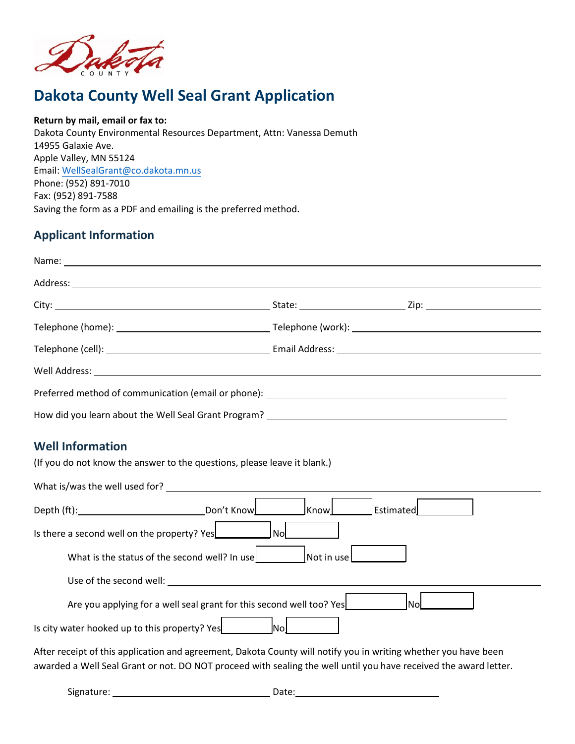# Dakota County Well Seal Grant Application

**Return by mail, email or fax to:**
Dakota County Environmental Resources Department, Attn: Vanessa Demuth
14955 Galaxie Ave.
Apple Valley, MN 55124
Email: WellSealGrant@co.dakota.mn.us
Phone: (952) 891-7010
Fax: (952) 891-7588
Saving the form as a PDF and emailing is the preferred method.

## Applicant Information

Name: ______________________________

Address: ______________________________

City: ______________ State: ______________ Zip: ______________

Telephone (home): ______________ Telephone (work): ______________

Telephone (cell): ______________ Email Address: ______________

Well Address: ______________________________

Preferred method of communication (email or phone): ______________

How did you learn about the Well Seal Grant Program? ______________

## Well Information

(If you do not know the answer to the questions, please leave it blank.)

What is/was the well used for? ______________________________

Depth (ft): ______________ Don't Know ☐ Know ☐ Estimated ☐

Is there a second well on the property? Yes ☐ No ☐

What is the status of the second well? In use ☐ Not in use ☐

Use of the second well: ______________________________

Are you applying for a well seal grant for this second well too? Yes ☐ No ☐

Is city water hooked up to this property? Yes ☐ No ☐

After receipt of this application and agreement, Dakota County will notify you in writing whether you have been awarded a Well Seal Grant or not. DO NOT proceed with sealing the well until you have received the award letter.

Signature: ______________ Date: ______________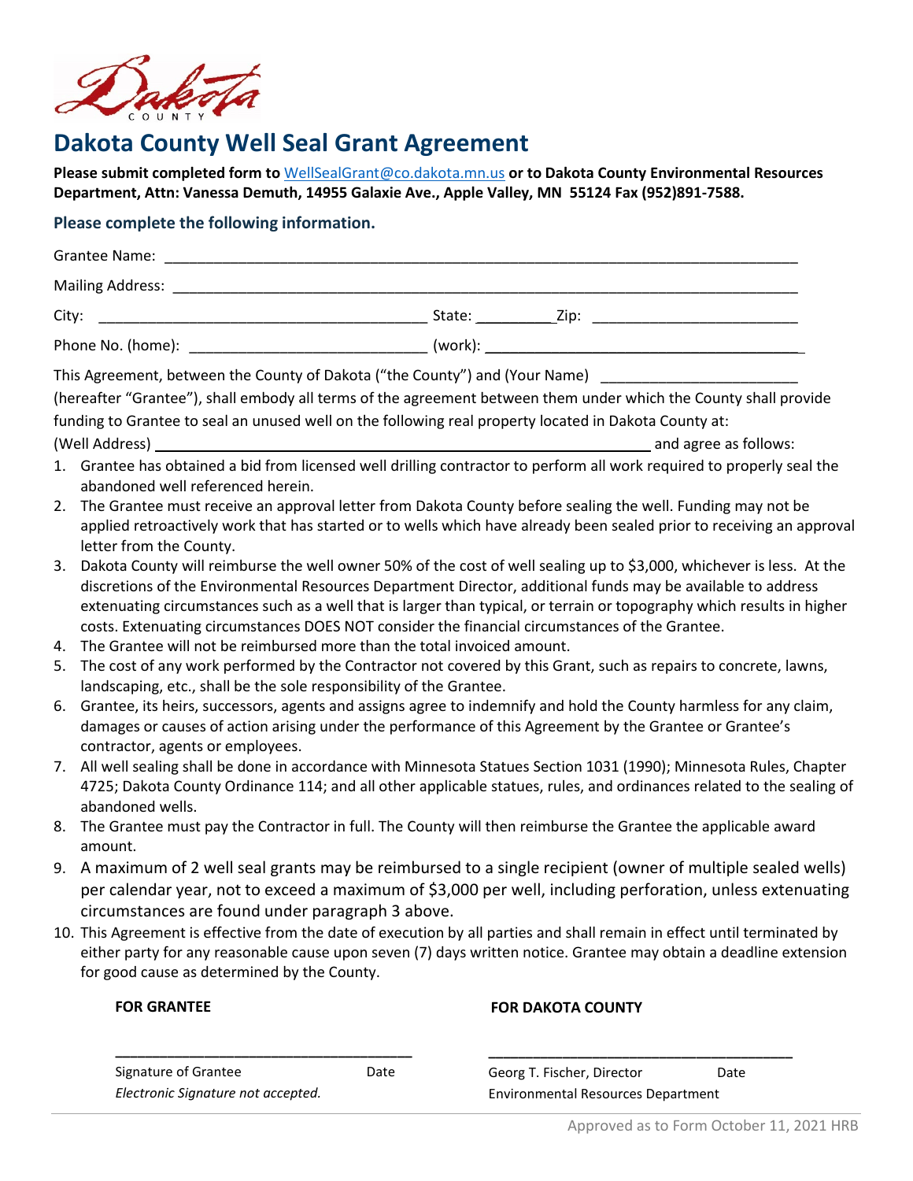Dakota COUNTY

# Dakota County Well Seal Grant Agreement

**Please submit completed form to WellSealGrant@co.dakota.mn.us or to Dakota County Environmental Resources Department, Attn: Vanessa Demuth, 14955 Galaxie Ave., Apple Valley, MN 55124 Fax (952)891-7588.**

## Please complete the following information.

Grantee Name: ___________________________________________________________________________

Mailing Address: _________________________________________________________________________

City: _______________________________________ State: _________ Zip: ________________________

Phone No. (home): ____________________________ (work): _____________________________________

This Agreement, between the County of Dakota ("the County") and (Your Name) ______________________ (hereafter "Grantee"), shall embody all terms of the agreement between them under which the County shall provide funding to Grantee to seal an unused well on the following real property located in Dakota County at:
(Well Address) __________________________________________________________ and agree as follows:

1. Grantee has obtained a bid from licensed well drilling contractor to perform all work required to properly seal the abandoned well referenced herein.
2. The Grantee must receive an approval letter from Dakota County before sealing the well. Funding may not be applied retroactively work that has started or to wells which have already been sealed prior to receiving an approval letter from the County.
3. Dakota County will reimburse the well owner 50% of the cost of well sealing up to $3,000, whichever is less. At the discretions of the Environmental Resources Department Director, additional funds may be available to address extenuating circumstances such as a well that is larger than typical, or terrain or topography which results in higher costs. Extenuating circumstances DOES NOT consider the financial circumstances of the Grantee.
4. The Grantee will not be reimbursed more than the total invoiced amount.
5. The cost of any work performed by the Contractor not covered by this Grant, such as repairs to concrete, lawns, landscaping, etc., shall be the sole responsibility of the Grantee.
6. Grantee, its heirs, successors, agents and assigns agree to indemnify and hold the County harmless for any claim, damages or causes of action arising under the performance of this Agreement by the Grantee or Grantee's contractor, agents or employees.
7. All well sealing shall be done in accordance with Minnesota Statues Section 1031 (1990); Minnesota Rules, Chapter 4725; Dakota County Ordinance 114; and all other applicable statues, rules, and ordinances related to the sealing of abandoned wells.
8. The Grantee must pay the Contractor in full. The County will then reimburse the Grantee the applicable award amount.
9. A maximum of 2 well seal grants may be reimbursed to a single recipient (owner of multiple sealed wells) per calendar year, not to exceed a maximum of $3,000 per well, including perforation, unless extenuating circumstances are found under paragraph 3 above.
10. This Agreement is effective from the date of execution by all parties and shall remain in effect until terminated by either party for any reasonable cause upon seven (7) days written notice. Grantee may obtain a deadline extension for good cause as determined by the County.

**FOR GRANTEE**

____________________________________

Signature of Grantee Date

*Electronic Signature not accepted.*

**FOR DAKOTA COUNTY**

____________________________________

Georg T. Fischer, Director Date

Environmental Resources Department

Approved as to Form October 11, 2021 HRB